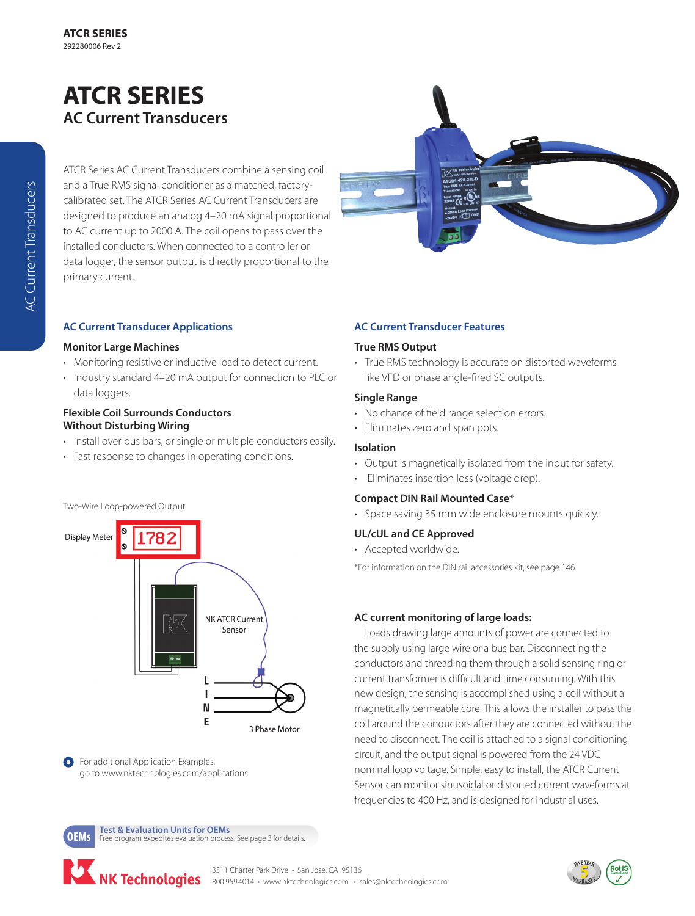# ATCR SERIES

## AC Current Transducers

ATCR Series AC Current Transducers combine a sensing coil and a True RMS signal conditioner as a matched, factory-calibrated set. The ATCR Series AC Current Transducers are designed to produce an analog 4–20 mA signal proportional to AC current up to 2000 A. The coil opens to pass over the installed conductors. When connected to a controller or data logger, the sensor output is directly proportional to the primary current.

### AC Current Transducer Applications

**Monitor Large Machines**

- Monitoring resistive or inductive load to detect current.
- Industry standard 4–20 mA output for connection to PLC or data loggers.

**Flexible Coil Surrounds Conductors Without Disturbing Wiring**

- Install over bus bars, or single or multiple conductors easily.
- Fast response to changes in operating conditions.

Two-Wire Loop-powered Output

Display Meter 1782

NK ATCR Current Sensor

LINE

3 Phase Motor

For additional Application Examples, go to www.nktechnologies.com/applications

### AC Current Transducer Features

**True RMS Output**

- True RMS technology is accurate on distorted waveforms like VFD or phase angle-fired SC outputs.

**Single Range**

- No chance of field range selection errors.
- Eliminates zero and span pots.

**Isolation**

- Output is magnetically isolated from the input for safety.
- Eliminates insertion loss (voltage drop).

**Compact DIN Rail Mounted Case***

- Space saving 35 mm wide enclosure mounts quickly.

**UL/cUL and CE Approved**

- Accepted worldwide.

*For information on the DIN rail accessories kit, see page 146.

**AC current monitoring of large loads:**

Loads drawing large amounts of power are connected to the supply using large wire or a bus bar. Disconnecting the conductors and threading them through a solid sensing ring or current transformer is difficult and time consuming. With this new design, the sensing is accomplished using a coil without a magnetically permeable core. This allows the installer to pass the coil around the conductors after they are connected without the need to disconnect. The coil is attached to a signal conditioning circuit, and the output signal is powered from the 24 VDC nominal loop voltage. Simple, easy to install, the ATCR Current Sensor can monitor sinusoidal or distorted current waveforms at frequencies to 400 Hz, and is designed for industrial uses.

**OEMs** Test & Evaluation Units for OEMs
Free program expedites evaluation process. See page 3 for details.

NK Technologies 3511 Charter Park Drive • San Jose, CA 95136
800.959.4014 • www.nktechnologies.com • sales@nktechnologies.com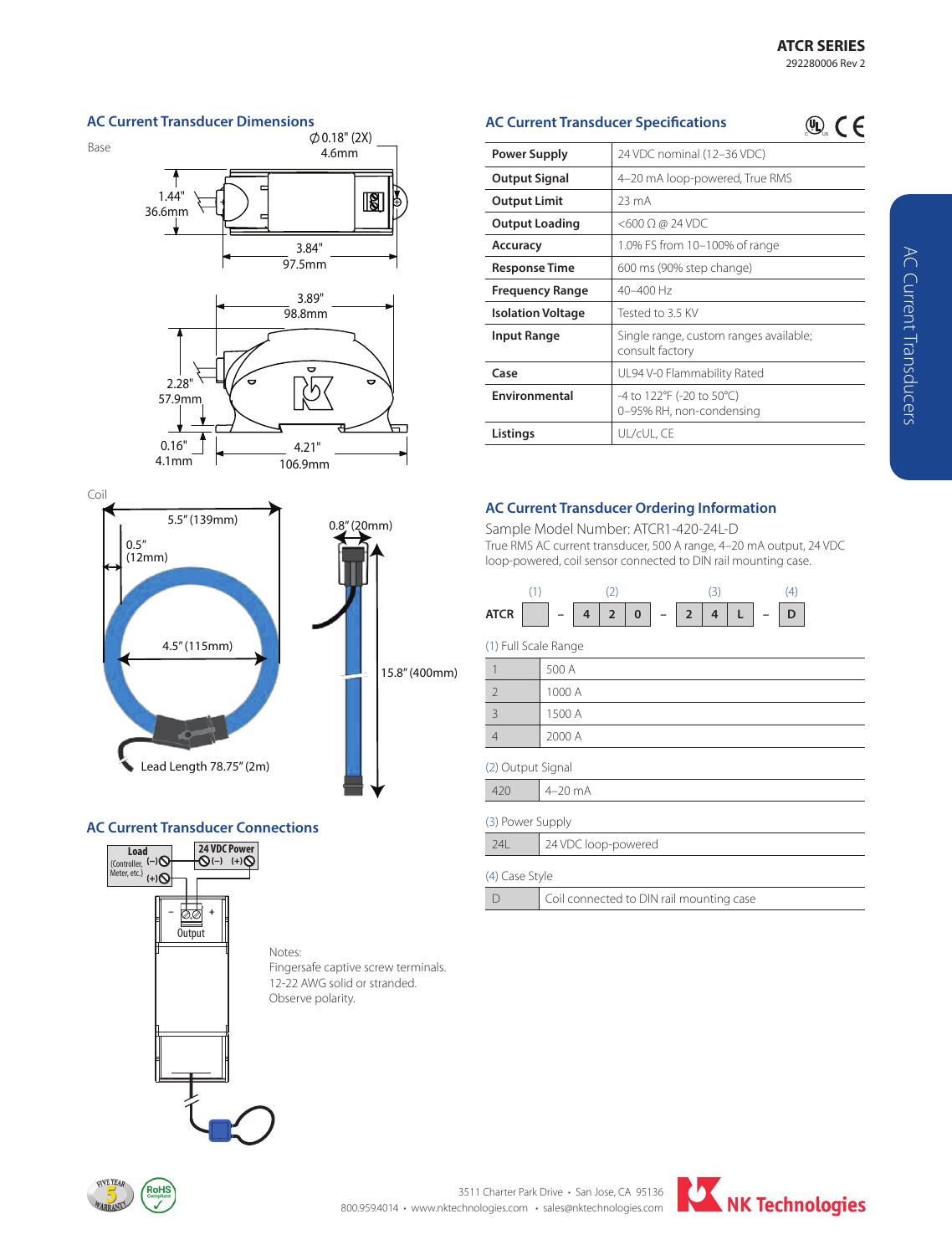# ATCR SERIES

292280006 Rev 2

## AC Current Transducer Dimensions

Base

Ø0.18" (2X) 4.6mm

1.44" 36.6mm

3.84" 97.5mm

3.89" 98.8mm

2.28" 57.9mm

0.16" 4.1mm

4.21" 106.9mm

Coil

5.5" (139mm)

0.5" (12mm)

4.5" (115mm)

Lead Length 78.75" (2m)

0.8" (20mm)

15.8" (400mm)

## AC Current Transducer Connections

Load (Controller, Meter, etc.) (−) (+)

24 VDC Power (−) (+)

− + Output

Notes:
Fingersafe captive screw terminals.
12-22 AWG solid or stranded.
Observe polarity.

## AC Current Transducer Specifications

| | |
|---|---|
| **Power Supply** | 24 VDC nominal (12–36 VDC) |
| **Output Signal** | 4–20 mA loop-powered, True RMS |
| **Output Limit** | 23 mA |
| **Output Loading** | <600 Ω @ 24 VDC |
| **Accuracy** | 1.0% FS from 10–100% of range |
| **Response Time** | 600 ms (90% step change) |
| **Frequency Range** | 40–400 Hz |
| **Isolation Voltage** | Tested to 3.5 KV |
| **Input Range** | Single range, custom ranges available; consult factory |
| **Case** | UL94 V-0 Flammability Rated |
| **Environmental** | -4 to 122°F (-20 to 50°C) 0–95% RH, non-condensing |
| **Listings** | UL/cUL, CE |

## AC Current Transducer Ordering Information

Sample Model Number: ATCR1-420-24L-D

True RMS AC current transducer, 500 A range, 4–20 mA output, 24 VDC loop-powered, coil sensor connected to DIN rail mounting case.

ATCR [ (1) ] – [ 4 2 0 (2) ] – [ 2 4 L (3) ] – [ D (4) ]

(1) Full Scale Range

| | |
|---|---|
| 1 | 500 A |
| 2 | 1000 A |
| 3 | 1500 A |
| 4 | 2000 A |

(2) Output Signal

| | |
|---|---|
| 420 | 4–20 mA |

(3) Power Supply

| | |
|---|---|
| 24L | 24 VDC loop-powered |

(4) Case Style

| | |
|---|---|
| D | Coil connected to DIN rail mounting case |

AC Current Transducers

3511 Charter Park Drive • San Jose, CA 95136
800.959.4014 • www.nktechnologies.com • sales@nktechnologies.com

NK Technologies